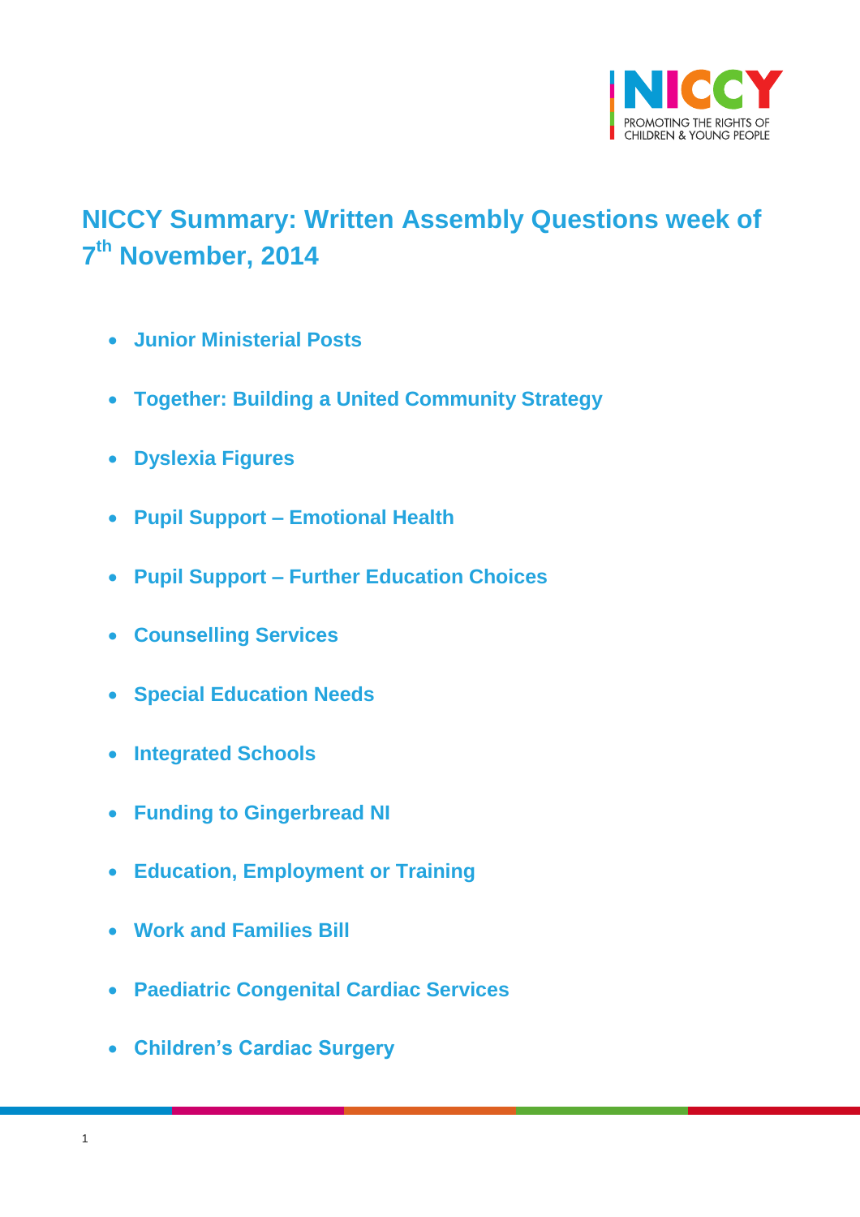# NICCY Summary: Written Assembly Questions week of 7th November, 2014

- **Junior Ministerial Posts**
- **Together: Building a United Community Strategy**
- **Dyslexia Figures**
- **Pupil Support – Emotional Health**
- **Pupil Support – Further Education Choices**
- **Counselling Services**
- **Special Education Needs**
- **Integrated Schools**
- **Funding to Gingerbread NI**
- **Education, Employment or Training**
- **Work and Families Bill**
- **Paediatric Congenital Cardiac Services**
- **Children's Cardiac Surgery**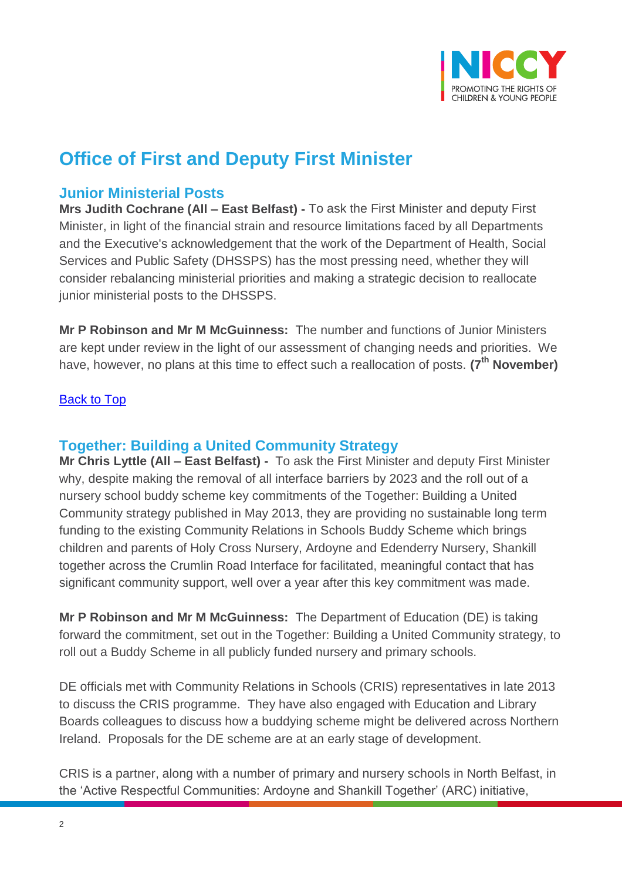# Office of First and Deputy First Minister

## Junior Ministerial Posts

**Mrs Judith Cochrane (All – East Belfast) -** To ask the First Minister and deputy First Minister, in light of the financial strain and resource limitations faced by all Departments and the Executive's acknowledgement that the work of the Department of Health, Social Services and Public Safety (DHSSPS) has the most pressing need, whether they will consider rebalancing ministerial priorities and making a strategic decision to reallocate junior ministerial posts to the DHSSPS.

**Mr P Robinson and Mr M McGuinness:** The number and functions of Junior Ministers are kept under review in the light of our assessment of changing needs and priorities. We have, however, no plans at this time to effect such a reallocation of posts. **(7th November)**

Back to Top

## Together: Building a United Community Strategy

**Mr Chris Lyttle (All – East Belfast) -** To ask the First Minister and deputy First Minister why, despite making the removal of all interface barriers by 2023 and the roll out of a nursery school buddy scheme key commitments of the Together: Building a United Community strategy published in May 2013, they are providing no sustainable long term funding to the existing Community Relations in Schools Buddy Scheme which brings children and parents of Holy Cross Nursery, Ardoyne and Edenderry Nursery, Shankill together across the Crumlin Road Interface for facilitated, meaningful contact that has significant community support, well over a year after this key commitment was made.

**Mr P Robinson and Mr M McGuinness:** The Department of Education (DE) is taking forward the commitment, set out in the Together: Building a United Community strategy, to roll out a Buddy Scheme in all publicly funded nursery and primary schools.

DE officials met with Community Relations in Schools (CRIS) representatives in late 2013 to discuss the CRIS programme. They have also engaged with Education and Library Boards colleagues to discuss how a buddying scheme might be delivered across Northern Ireland. Proposals for the DE scheme are at an early stage of development.

CRIS is a partner, along with a number of primary and nursery schools in North Belfast, in the 'Active Respectful Communities: Ardoyne and Shankill Together' (ARC) initiative,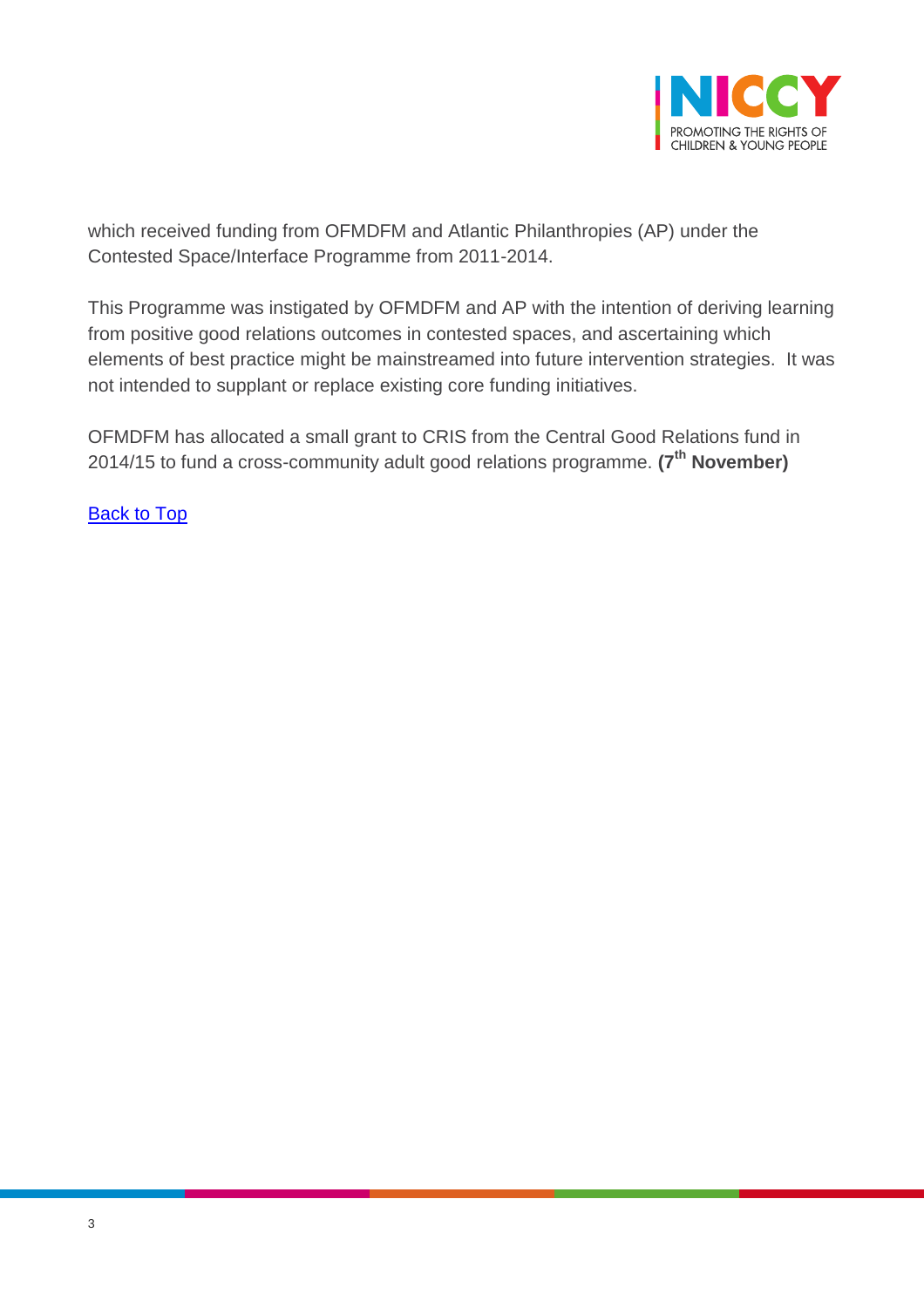which received funding from OFMDFM and Atlantic Philanthropies (AP) under the Contested Space/Interface Programme from 2011-2014.

This Programme was instigated by OFMDFM and AP with the intention of deriving learning from positive good relations outcomes in contested spaces, and ascertaining which elements of best practice might be mainstreamed into future intervention strategies. It was not intended to supplant or replace existing core funding initiatives.

OFMDFM has allocated a small grant to CRIS from the Central Good Relations fund in 2014/15 to fund a cross-community adult good relations programme. **(7th November)**

Back to Top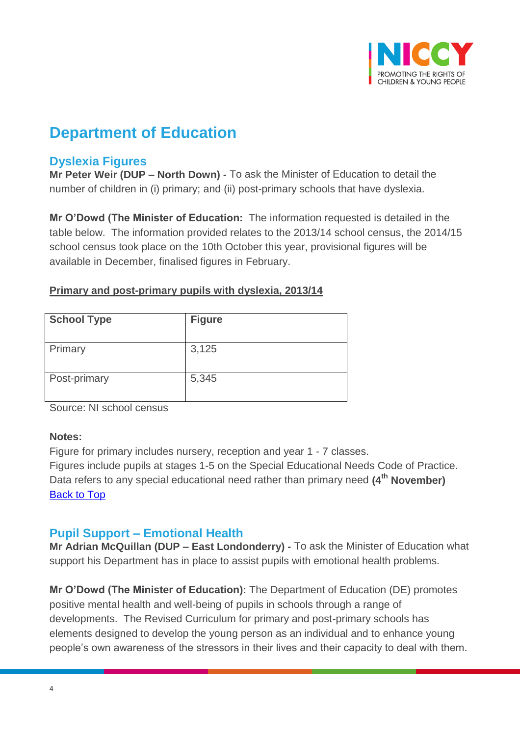# Department of Education

## Dyslexia Figures

**Mr Peter Weir (DUP – North Down) -** To ask the Minister of Education to detail the number of children in (i) primary; and (ii) post-primary schools that have dyslexia.

**Mr O'Dowd (The Minister of Education:** The information requested is detailed in the table below. The information provided relates to the 2013/14 school census, the 2014/15 school census took place on the 10th October this year, provisional figures will be available in December, finalised figures in February.

**Primary and post-primary pupils with dyslexia, 2013/14**

| School Type | Figure |
|---|---|
| Primary | 3,125 |
| Post-primary | 5,345 |

Source: NI school census

**Notes:**

Figure for primary includes nursery, reception and year 1 - 7 classes.
Figures include pupils at stages 1-5 on the Special Educational Needs Code of Practice.
Data refers to any special educational need rather than primary need **(4th November)**
Back to Top

## Pupil Support – Emotional Health

**Mr Adrian McQuillan (DUP – East Londonderry) -** To ask the Minister of Education what support his Department has in place to assist pupils with emotional health problems.

**Mr O'Dowd (The Minister of Education):** The Department of Education (DE) promotes positive mental health and well-being of pupils in schools through a range of developments. The Revised Curriculum for primary and post-primary schools has elements designed to develop the young person as an individual and to enhance young people's own awareness of the stressors in their lives and their capacity to deal with them.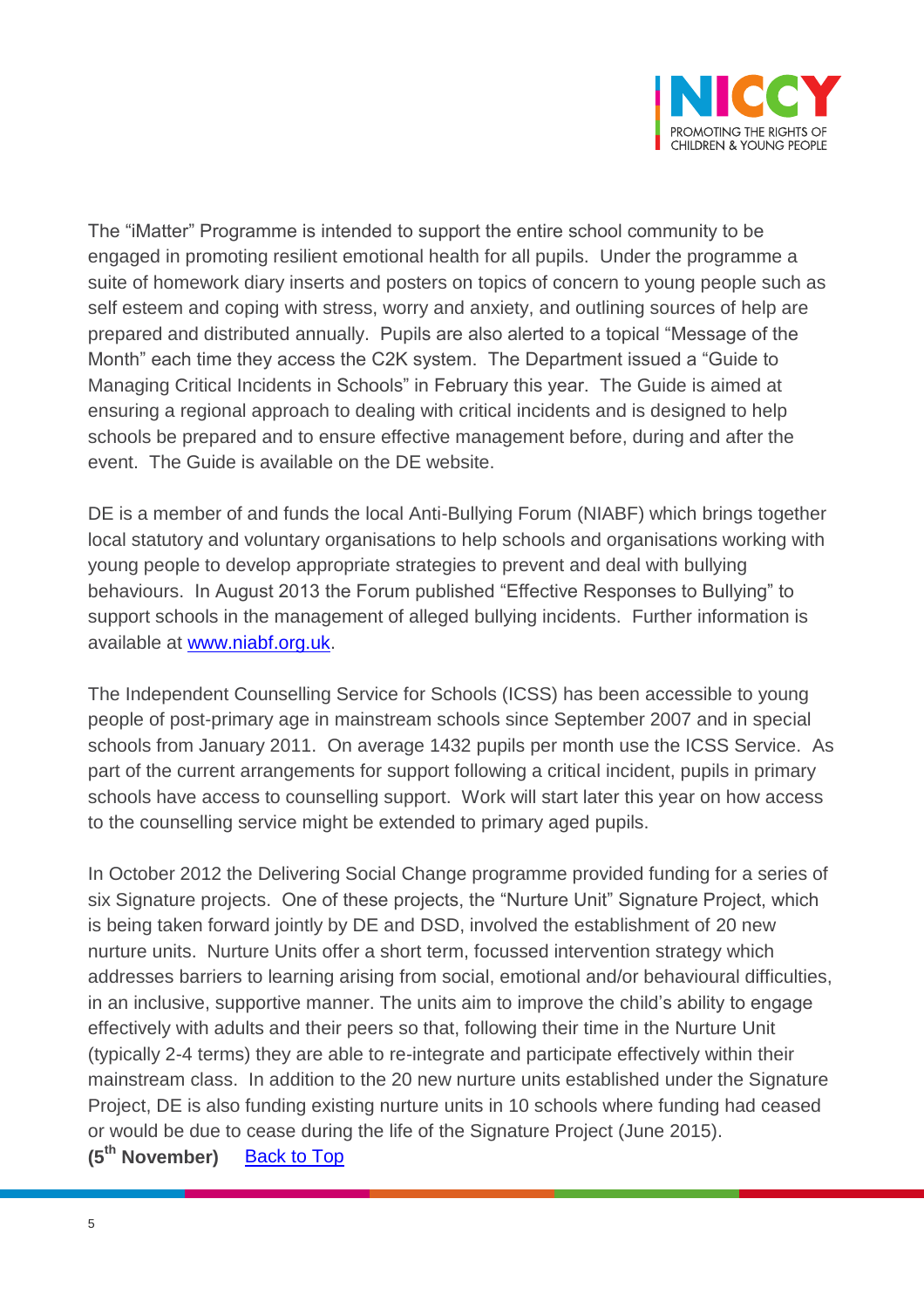The “iMatter” Programme is intended to support the entire school community to be engaged in promoting resilient emotional health for all pupils. Under the programme a suite of homework diary inserts and posters on topics of concern to young people such as self esteem and coping with stress, worry and anxiety, and outlining sources of help are prepared and distributed annually. Pupils are also alerted to a topical “Message of the Month” each time they access the C2K system. The Department issued a “Guide to Managing Critical Incidents in Schools” in February this year. The Guide is aimed at ensuring a regional approach to dealing with critical incidents and is designed to help schools be prepared and to ensure effective management before, during and after the event. The Guide is available on the DE website.

DE is a member of and funds the local Anti-Bullying Forum (NIABF) which brings together local statutory and voluntary organisations to help schools and organisations working with young people to develop appropriate strategies to prevent and deal with bullying behaviours. In August 2013 the Forum published “Effective Responses to Bullying” to support schools in the management of alleged bullying incidents. Further information is available at [www.niabf.org.uk](http://www.niabf.org.uk).

The Independent Counselling Service for Schools (ICSS) has been accessible to young people of post-primary age in mainstream schools since September 2007 and in special schools from January 2011. On average 1432 pupils per month use the ICSS Service. As part of the current arrangements for support following a critical incident, pupils in primary schools have access to counselling support. Work will start later this year on how access to the counselling service might be extended to primary aged pupils.

In October 2012 the Delivering Social Change programme provided funding for a series of six Signature projects. One of these projects, the “Nurture Unit” Signature Project, which is being taken forward jointly by DE and DSD, involved the establishment of 20 new nurture units. Nurture Units offer a short term, focussed intervention strategy which addresses barriers to learning arising from social, emotional and/or behavioural difficulties, in an inclusive, supportive manner. The units aim to improve the child’s ability to engage effectively with adults and their peers so that, following their time in the Nurture Unit (typically 2-4 terms) they are able to re-integrate and participate effectively within their mainstream class. In addition to the 20 new nurture units established under the Signature Project, DE is also funding existing nurture units in 10 schools where funding had ceased or would be due to cease during the life of the Signature Project (June 2015).

**(5th November)** Back to Top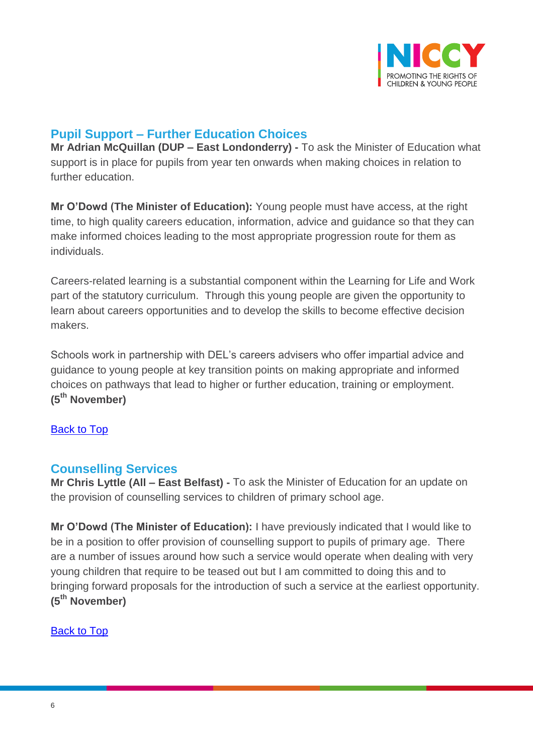## Pupil Support – Further Education Choices

**Mr Adrian McQuillan (DUP – East Londonderry) -** To ask the Minister of Education what support is in place for pupils from year ten onwards when making choices in relation to further education.

**Mr O'Dowd (The Minister of Education):** Young people must have access, at the right time, to high quality careers education, information, advice and guidance so that they can make informed choices leading to the most appropriate progression route for them as individuals.

Careers-related learning is a substantial component within the Learning for Life and Work part of the statutory curriculum. Through this young people are given the opportunity to learn about careers opportunities and to develop the skills to become effective decision makers.

Schools work in partnership with DEL's careers advisers who offer impartial advice and guidance to young people at key transition points on making appropriate and informed choices on pathways that lead to higher or further education, training or employment. **(5th November)**

Back to Top

## Counselling Services

**Mr Chris Lyttle (All – East Belfast) -** To ask the Minister of Education for an update on the provision of counselling services to children of primary school age.

**Mr O'Dowd (The Minister of Education):** I have previously indicated that I would like to be in a position to offer provision of counselling support to pupils of primary age. There are a number of issues around how such a service would operate when dealing with very young children that require to be teased out but I am committed to doing this and to bringing forward proposals for the introduction of such a service at the earliest opportunity. **(5th November)**

Back to Top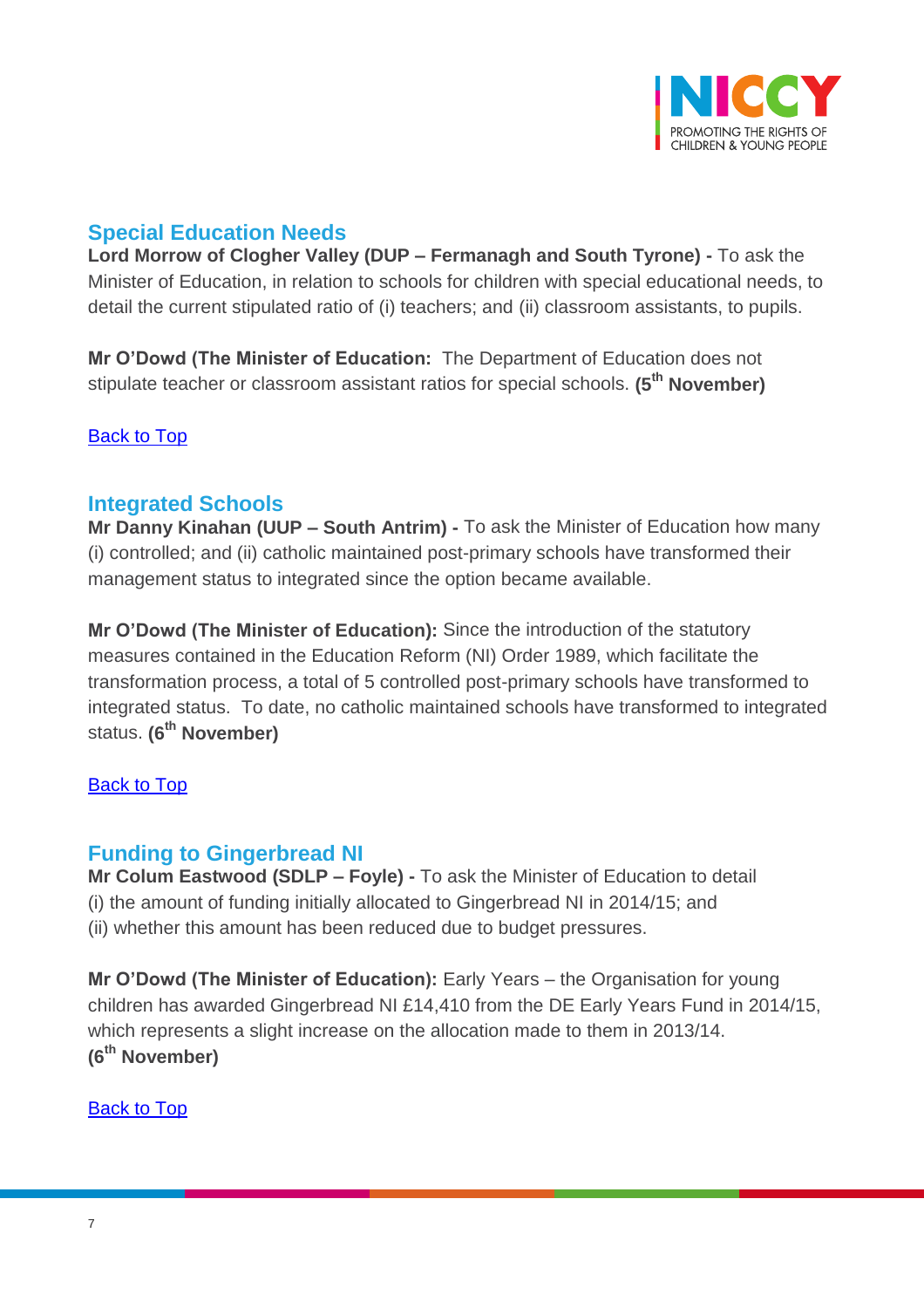## Special Education Needs

**Lord Morrow of Clogher Valley (DUP – Fermanagh and South Tyrone) -** To ask the Minister of Education, in relation to schools for children with special educational needs, to detail the current stipulated ratio of (i) teachers; and (ii) classroom assistants, to pupils.

**Mr O'Dowd (The Minister of Education:** The Department of Education does not stipulate teacher or classroom assistant ratios for special schools. **(5th November)**

Back to Top

## Integrated Schools

**Mr Danny Kinahan (UUP – South Antrim) -** To ask the Minister of Education how many (i) controlled; and (ii) catholic maintained post-primary schools have transformed their management status to integrated since the option became available.

**Mr O'Dowd (The Minister of Education):** Since the introduction of the statutory measures contained in the Education Reform (NI) Order 1989, which facilitate the transformation process, a total of 5 controlled post-primary schools have transformed to integrated status. To date, no catholic maintained schools have transformed to integrated status. **(6th November)**

Back to Top

## Funding to Gingerbread NI

**Mr Colum Eastwood (SDLP – Foyle) -** To ask the Minister of Education to detail
(i) the amount of funding initially allocated to Gingerbread NI in 2014/15; and
(ii) whether this amount has been reduced due to budget pressures.

**Mr O'Dowd (The Minister of Education):** Early Years – the Organisation for young children has awarded Gingerbread NI £14,410 from the DE Early Years Fund in 2014/15, which represents a slight increase on the allocation made to them in 2013/14.
**(6th November)**

Back to Top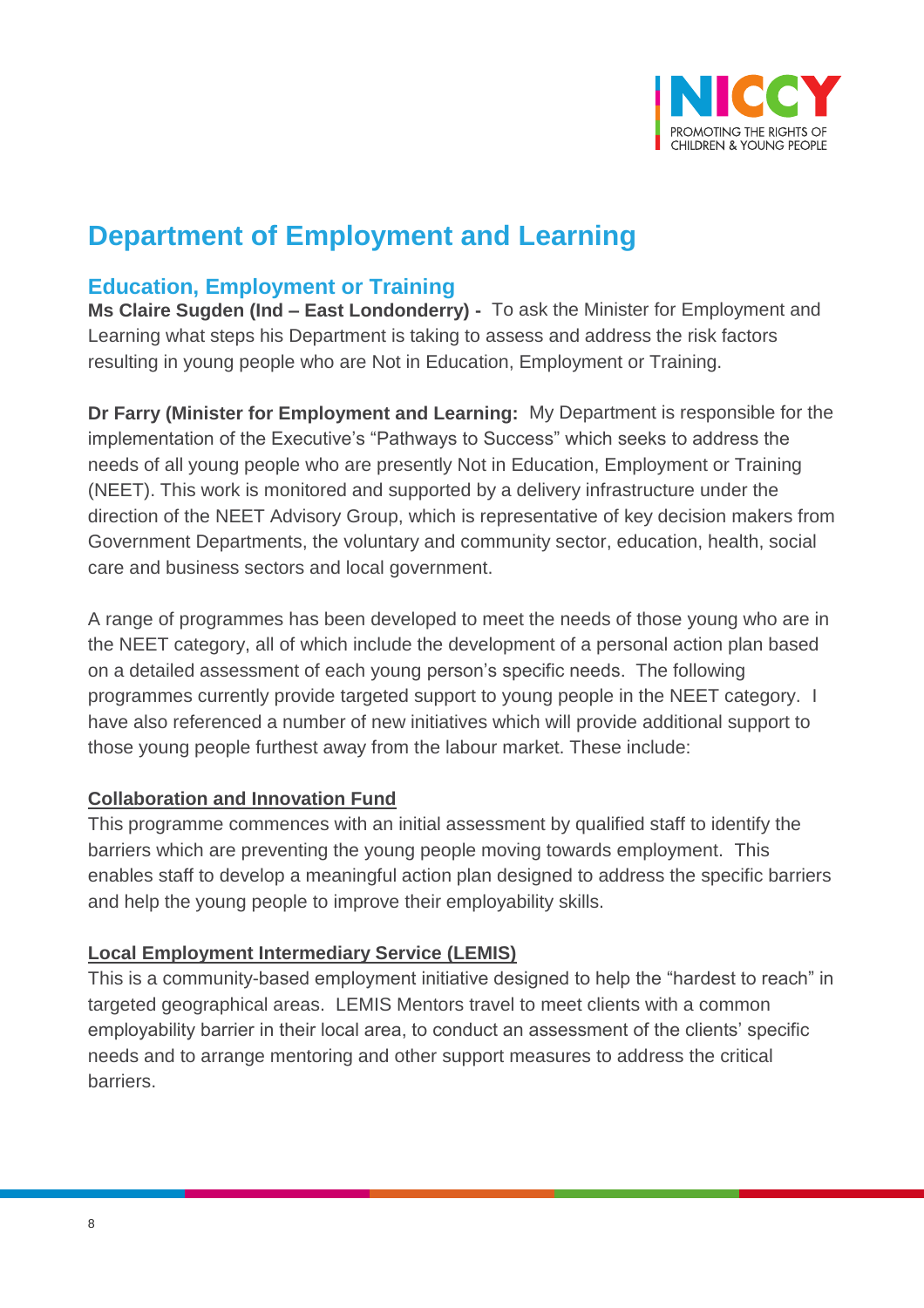# Department of Employment and Learning

## Education, Employment or Training

**Ms Claire Sugden (Ind – East Londonderry) -** To ask the Minister for Employment and Learning what steps his Department is taking to assess and address the risk factors resulting in young people who are Not in Education, Employment or Training.

**Dr Farry (Minister for Employment and Learning:** My Department is responsible for the implementation of the Executive's "Pathways to Success" which seeks to address the needs of all young people who are presently Not in Education, Employment or Training (NEET). This work is monitored and supported by a delivery infrastructure under the direction of the NEET Advisory Group, which is representative of key decision makers from Government Departments, the voluntary and community sector, education, health, social care and business sectors and local government.

A range of programmes has been developed to meet the needs of those young who are in the NEET category, all of which include the development of a personal action plan based on a detailed assessment of each young person's specific needs. The following programmes currently provide targeted support to young people in the NEET category. I have also referenced a number of new initiatives which will provide additional support to those young people furthest away from the labour market. These include:

**Collaboration and Innovation Fund**

This programme commences with an initial assessment by qualified staff to identify the barriers which are preventing the young people moving towards employment. This enables staff to develop a meaningful action plan designed to address the specific barriers and help the young people to improve their employability skills.

**Local Employment Intermediary Service (LEMIS)**

This is a community-based employment initiative designed to help the "hardest to reach" in targeted geographical areas. LEMIS Mentors travel to meet clients with a common employability barrier in their local area, to conduct an assessment of the clients' specific needs and to arrange mentoring and other support measures to address the critical barriers.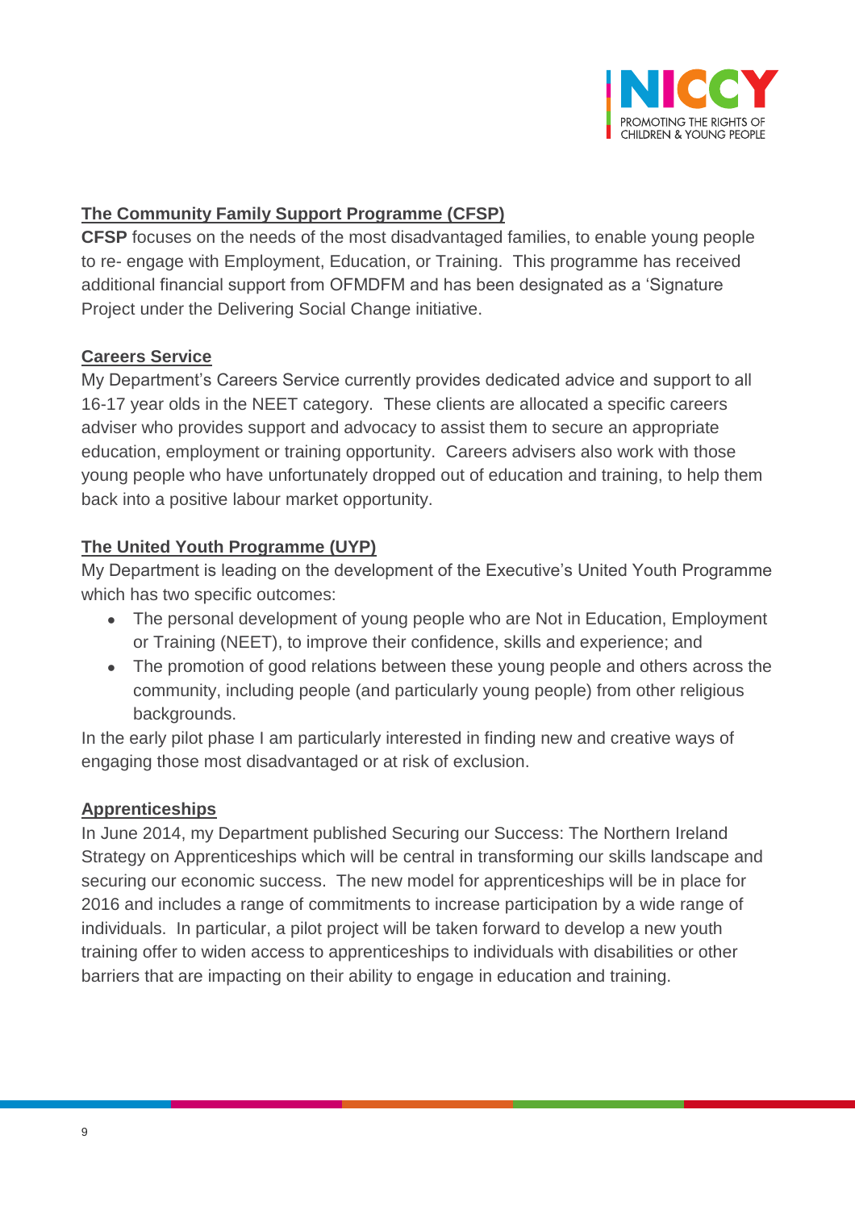**The Community Family Support Programme (CFSP)**

**CFSP** focuses on the needs of the most disadvantaged families, to enable young people to re- engage with Employment, Education, or Training. This programme has received additional financial support from OFMDFM and has been designated as a 'Signature Project under the Delivering Social Change initiative.

**Careers Service**

My Department's Careers Service currently provides dedicated advice and support to all 16-17 year olds in the NEET category. These clients are allocated a specific careers adviser who provides support and advocacy to assist them to secure an appropriate education, employment or training opportunity. Careers advisers also work with those young people who have unfortunately dropped out of education and training, to help them back into a positive labour market opportunity.

**The United Youth Programme (UYP)**

My Department is leading on the development of the Executive's United Youth Programme which has two specific outcomes:

- The personal development of young people who are Not in Education, Employment or Training (NEET), to improve their confidence, skills and experience; and
- The promotion of good relations between these young people and others across the community, including people (and particularly young people) from other religious backgrounds.

In the early pilot phase I am particularly interested in finding new and creative ways of engaging those most disadvantaged or at risk of exclusion.

**Apprenticeships**

In June 2014, my Department published Securing our Success: The Northern Ireland Strategy on Apprenticeships which will be central in transforming our skills landscape and securing our economic success. The new model for apprenticeships will be in place for 2016 and includes a range of commitments to increase participation by a wide range of individuals. In particular, a pilot project will be taken forward to develop a new youth training offer to widen access to apprenticeships to individuals with disabilities or other barriers that are impacting on their ability to engage in education and training.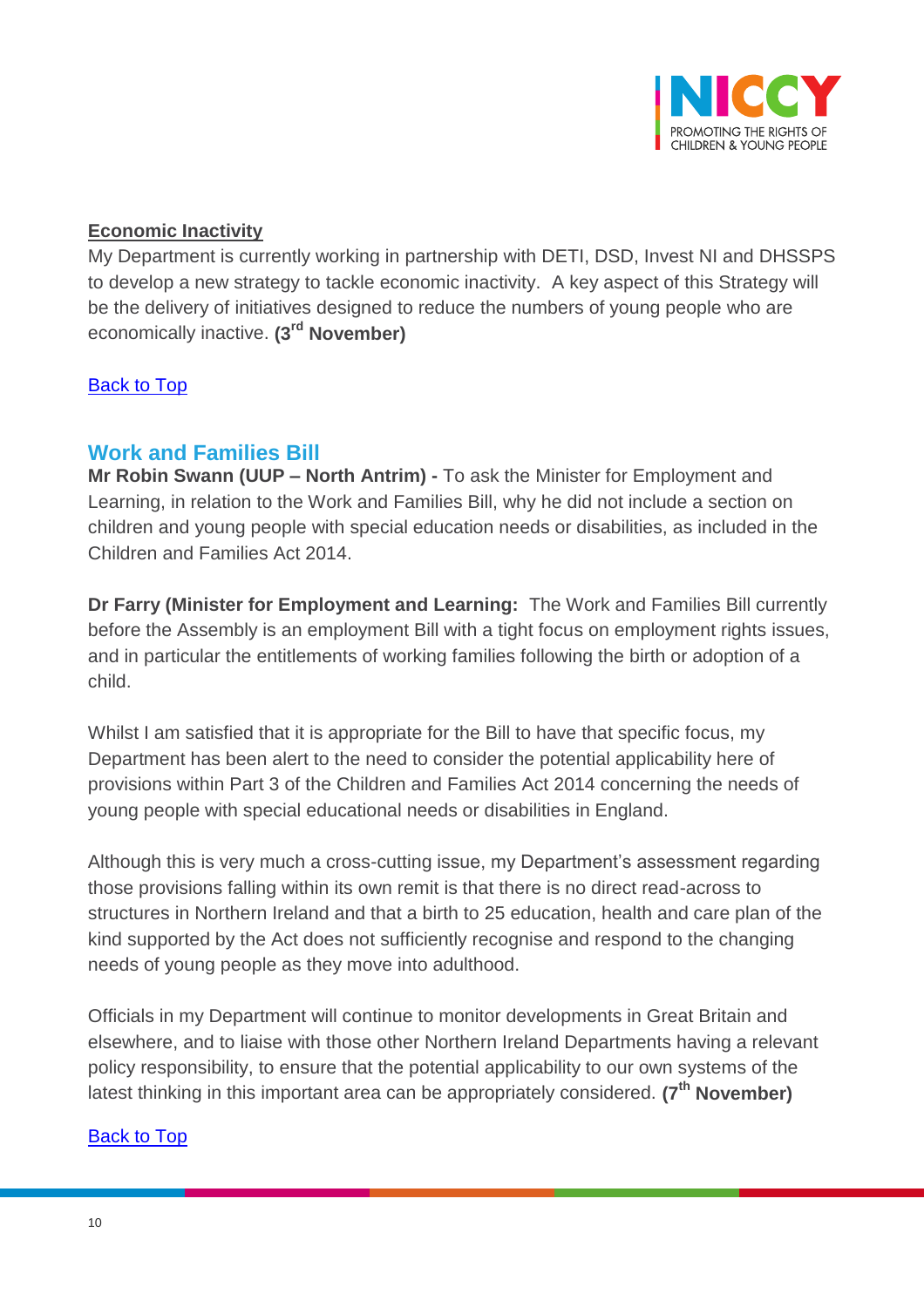**Economic Inactivity**

My Department is currently working in partnership with DETI, DSD, Invest NI and DHSSPS to develop a new strategy to tackle economic inactivity. A key aspect of this Strategy will be the delivery of initiatives designed to reduce the numbers of young people who are economically inactive. **(3rd November)**

Back to Top

## Work and Families Bill

**Mr Robin Swann (UUP – North Antrim) -** To ask the Minister for Employment and Learning, in relation to the Work and Families Bill, why he did not include a section on children and young people with special education needs or disabilities, as included in the Children and Families Act 2014.

**Dr Farry (Minister for Employment and Learning:** The Work and Families Bill currently before the Assembly is an employment Bill with a tight focus on employment rights issues, and in particular the entitlements of working families following the birth or adoption of a child.

Whilst I am satisfied that it is appropriate for the Bill to have that specific focus, my Department has been alert to the need to consider the potential applicability here of provisions within Part 3 of the Children and Families Act 2014 concerning the needs of young people with special educational needs or disabilities in England.

Although this is very much a cross-cutting issue, my Department's assessment regarding those provisions falling within its own remit is that there is no direct read-across to structures in Northern Ireland and that a birth to 25 education, health and care plan of the kind supported by the Act does not sufficiently recognise and respond to the changing needs of young people as they move into adulthood.

Officials in my Department will continue to monitor developments in Great Britain and elsewhere, and to liaise with those other Northern Ireland Departments having a relevant policy responsibility, to ensure that the potential applicability to our own systems of the latest thinking in this important area can be appropriately considered. **(7th November)**

Back to Top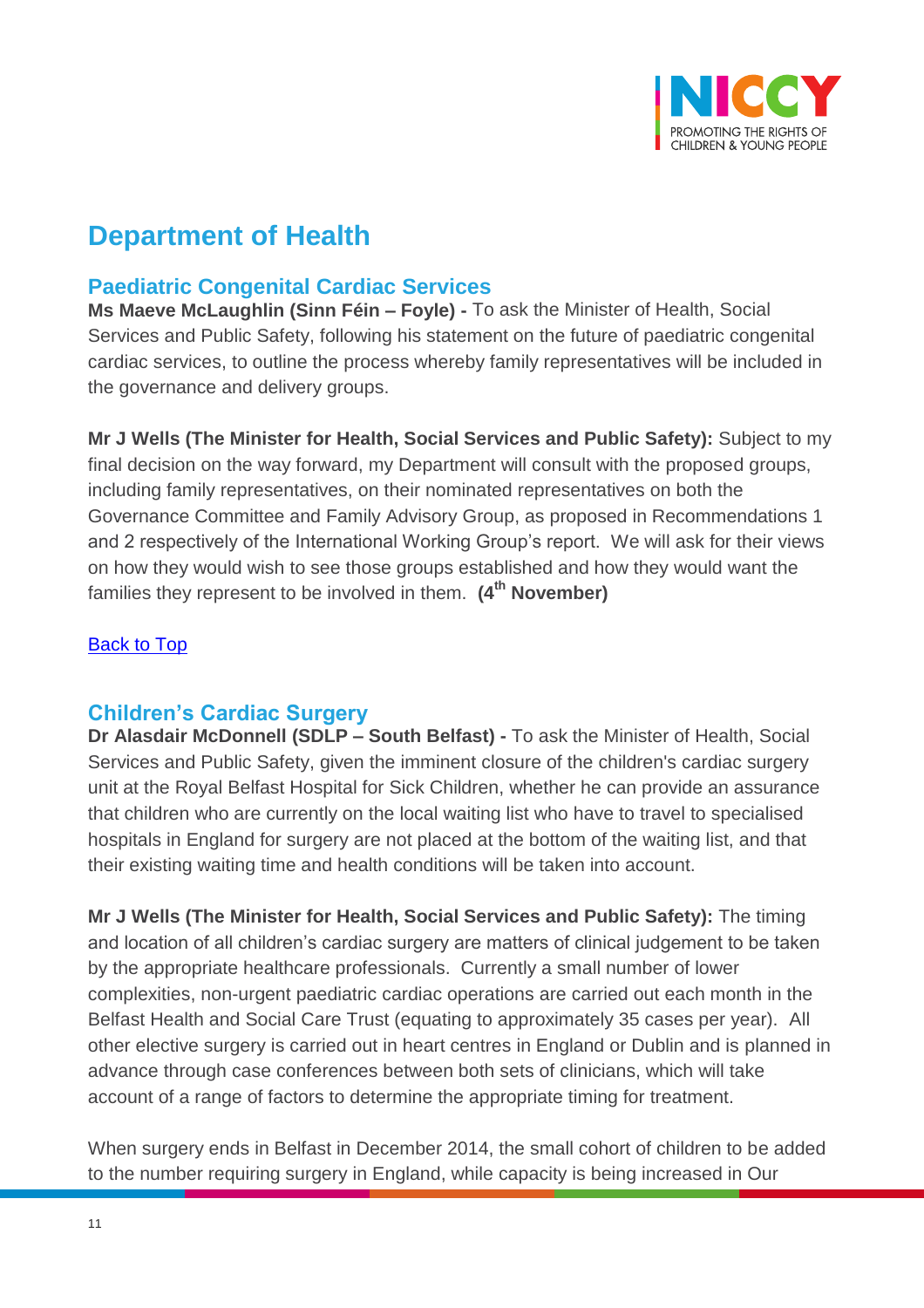# Department of Health

## Paediatric Congenital Cardiac Services

**Ms Maeve McLaughlin (Sinn Féin – Foyle) -** To ask the Minister of Health, Social Services and Public Safety, following his statement on the future of paediatric congenital cardiac services, to outline the process whereby family representatives will be included in the governance and delivery groups.

**Mr J Wells (The Minister for Health, Social Services and Public Safety):** Subject to my final decision on the way forward, my Department will consult with the proposed groups, including family representatives, on their nominated representatives on both the Governance Committee and Family Advisory Group, as proposed in Recommendations 1 and 2 respectively of the International Working Group's report. We will ask for their views on how they would wish to see those groups established and how they would want the families they represent to be involved in them. **(4th November)**

[Back to Top]

## Children's Cardiac Surgery

**Dr Alasdair McDonnell (SDLP – South Belfast) -** To ask the Minister of Health, Social Services and Public Safety, given the imminent closure of the children's cardiac surgery unit at the Royal Belfast Hospital for Sick Children, whether he can provide an assurance that children who are currently on the local waiting list who have to travel to specialised hospitals in England for surgery are not placed at the bottom of the waiting list, and that their existing waiting time and health conditions will be taken into account.

**Mr J Wells (The Minister for Health, Social Services and Public Safety):** The timing and location of all children's cardiac surgery are matters of clinical judgement to be taken by the appropriate healthcare professionals. Currently a small number of lower complexities, non-urgent paediatric cardiac operations are carried out each month in the Belfast Health and Social Care Trust (equating to approximately 35 cases per year). All other elective surgery is carried out in heart centres in England or Dublin and is planned in advance through case conferences between both sets of clinicians, which will take account of a range of factors to determine the appropriate timing for treatment.

When surgery ends in Belfast in December 2014, the small cohort of children to be added to the number requiring surgery in England, while capacity is being increased in Our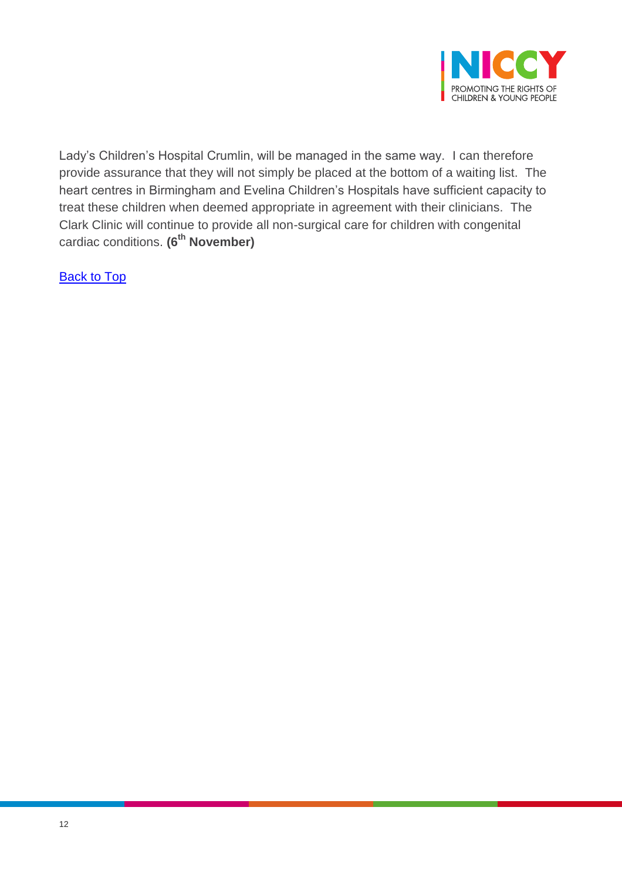Lady's Children's Hospital Crumlin, will be managed in the same way. I can therefore provide assurance that they will not simply be placed at the bottom of a waiting list. The heart centres in Birmingham and Evelina Children's Hospitals have sufficient capacity to treat these children when deemed appropriate in agreement with their clinicians. The Clark Clinic will continue to provide all non-surgical care for children with congenital cardiac conditions. **(6th November)**

Back to Top